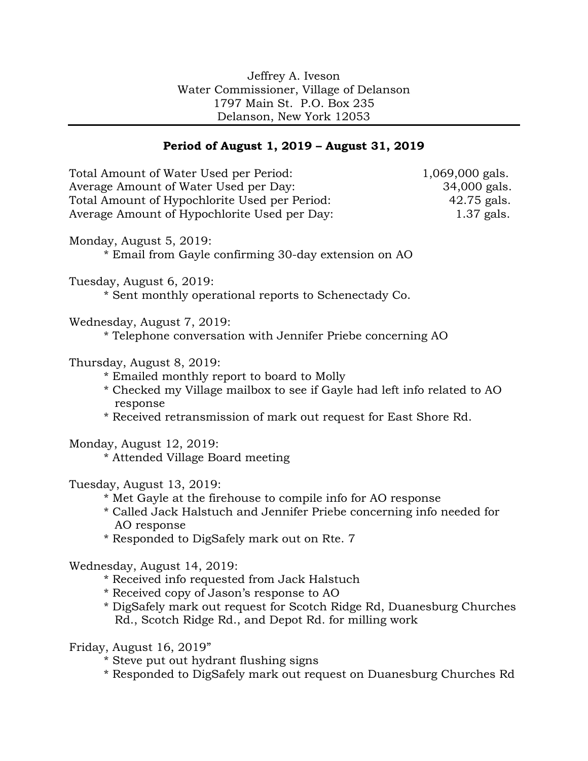Jeffrey A. Iveson
Water Commissioner, Village of Delanson
1797 Main St.  P.O. Box 235
Delanson, New York 12053

---

**Period of August 1, 2019 – August 31, 2019**

| | |
|---|---|
| Total Amount of Water Used per Period: | 1,069,000 gals. |
| Average Amount of Water Used per Day: | 34,000 gals. |
| Total Amount of Hypochlorite Used per Period: | 42.75 gals. |
| Average Amount of Hypochlorite Used per Day: | 1.37 gals. |

Monday, August 5, 2019:
* Email from Gayle confirming 30-day extension on AO

Tuesday, August 6, 2019:
* Sent monthly operational reports to Schenectady Co.

Wednesday, August 7, 2019:
* Telephone conversation with Jennifer Priebe concerning AO

Thursday, August 8, 2019:
* Emailed monthly report to board to Molly
* Checked my Village mailbox to see if Gayle had left info related to AO response
* Received retransmission of mark out request for East Shore Rd.

Monday, August 12, 2019:
* Attended Village Board meeting

Tuesday, August 13, 2019:
* Met Gayle at the firehouse to compile info for AO response
* Called Jack Halstuch and Jennifer Priebe concerning info needed for AO response
* Responded to DigSafely mark out on Rte. 7

Wednesday, August 14, 2019:
* Received info requested from Jack Halstuch
* Received copy of Jason's response to AO
* DigSafely mark out request for Scotch Ridge Rd, Duanesburg Churches Rd., Scotch Ridge Rd., and Depot Rd. for milling work

Friday, August 16, 2019"
* Steve put out hydrant flushing signs
* Responded to DigSafely mark out request on Duanesburg Churches Rd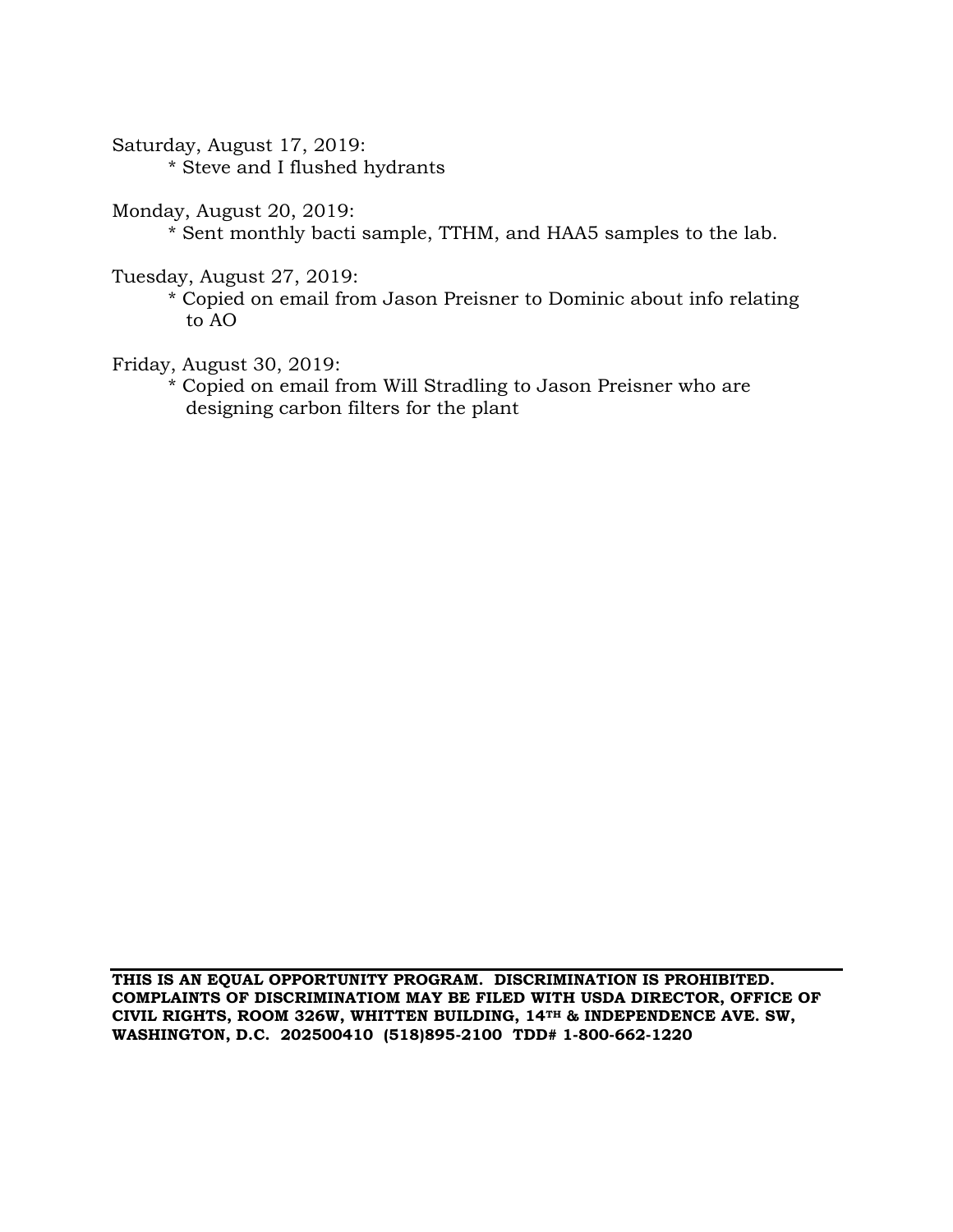Saturday, August 17, 2019:

* Steve and I flushed hydrants

Monday, August 20, 2019:

* Sent monthly bacti sample, TTHM, and HAA5 samples to the lab.

Tuesday, August 27, 2019:

* Copied on email from Jason Preisner to Dominic about info relating to AO

Friday, August 30, 2019:

* Copied on email from Will Stradling to Jason Preisner who are designing carbon filters for the plant

**THIS IS AN EQUAL OPPORTUNITY PROGRAM. DISCRIMINATION IS PROHIBITED. COMPLAINTS OF DISCRIMINATIOM MAY BE FILED WITH USDA DIRECTOR, OFFICE OF CIVIL RIGHTS, ROOM 326W, WHITTEN BUILDING, 14TH & INDEPENDENCE AVE. SW, WASHINGTON, D.C. 202500410 (518)895-2100 TDD# 1-800-662-1220**